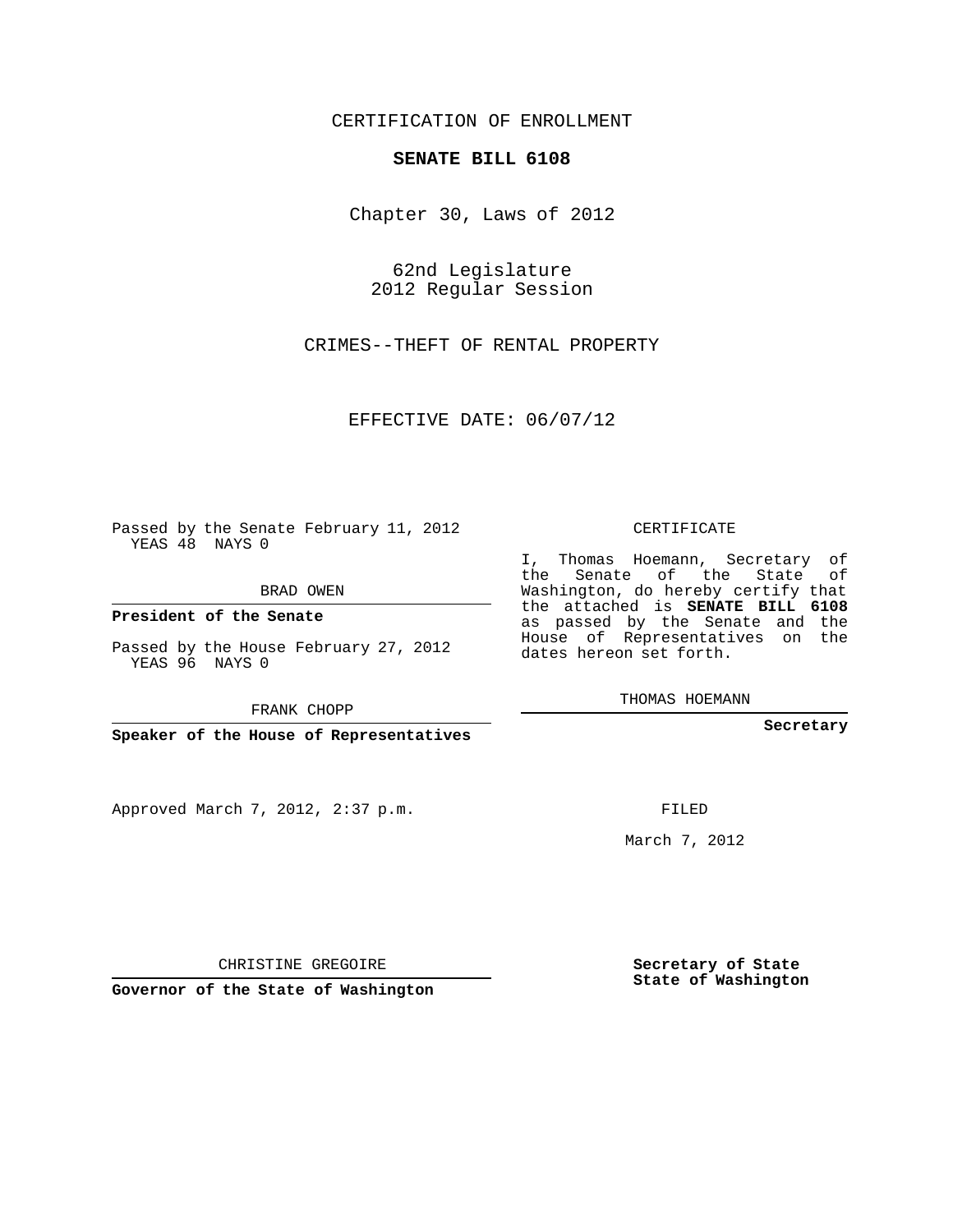CERTIFICATION OF ENROLLMENT

**SENATE BILL 6108**

Chapter 30, Laws of 2012

62nd Legislature
2012 Regular Session

CRIMES--THEFT OF RENTAL PROPERTY

EFFECTIVE DATE: 06/07/12

Passed by the Senate February 11, 2012
YEAS 48 NAYS 0

BRAD OWEN

**President of the Senate**

Passed by the House February 27, 2012
YEAS 96 NAYS 0

FRANK CHOPP

**Speaker of the House of Representatives**

Approved March 7, 2012, 2:37 p.m.

CHRISTINE GREGOIRE

**Governor of the State of Washington**

CERTIFICATE

I, Thomas Hoemann, Secretary of the Senate of the State of Washington, do hereby certify that the attached is **SENATE BILL 6108** as passed by the Senate and the House of Representatives on the dates hereon set forth.

THOMAS HOEMANN

**Secretary**

FILED

March 7, 2012

**Secretary of State**
**State of Washington**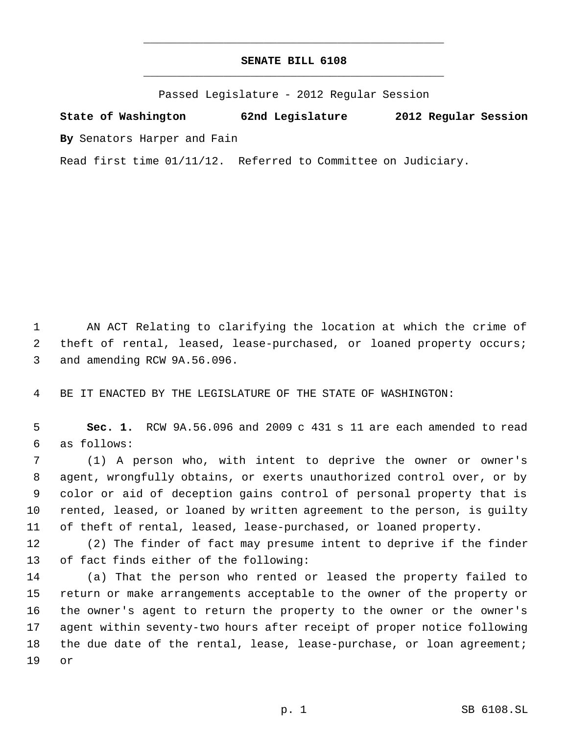# SENATE BILL 6108

Passed Legislature - 2012 Regular Session

**State of Washington 62nd Legislature 2012 Regular Session**

**By** Senators Harper and Fain

Read first time 01/11/12. Referred to Committee on Judiciary.

1 AN ACT Relating to clarifying the location at which the crime of
2 theft of rental, leased, lease-purchased, or loaned property occurs;
3 and amending RCW 9A.56.096.

4 BE IT ENACTED BY THE LEGISLATURE OF THE STATE OF WASHINGTON:

5 **Sec. 1.** RCW 9A.56.096 and 2009 c 431 s 11 are each amended to read
6 as follows:

7 (1) A person who, with intent to deprive the owner or owner's
8 agent, wrongfully obtains, or exerts unauthorized control over, or by
9 color or aid of deception gains control of personal property that is
10 rented, leased, or loaned by written agreement to the person, is guilty
11 of theft of rental, leased, lease-purchased, or loaned property.

12 (2) The finder of fact may presume intent to deprive if the finder
13 of fact finds either of the following:

14 (a) That the person who rented or leased the property failed to
15 return or make arrangements acceptable to the owner of the property or
16 the owner's agent to return the property to the owner or the owner's
17 agent within seventy-two hours after receipt of proper notice following
18 the due date of the rental, lease, lease-purchase, or loan agreement;
19 or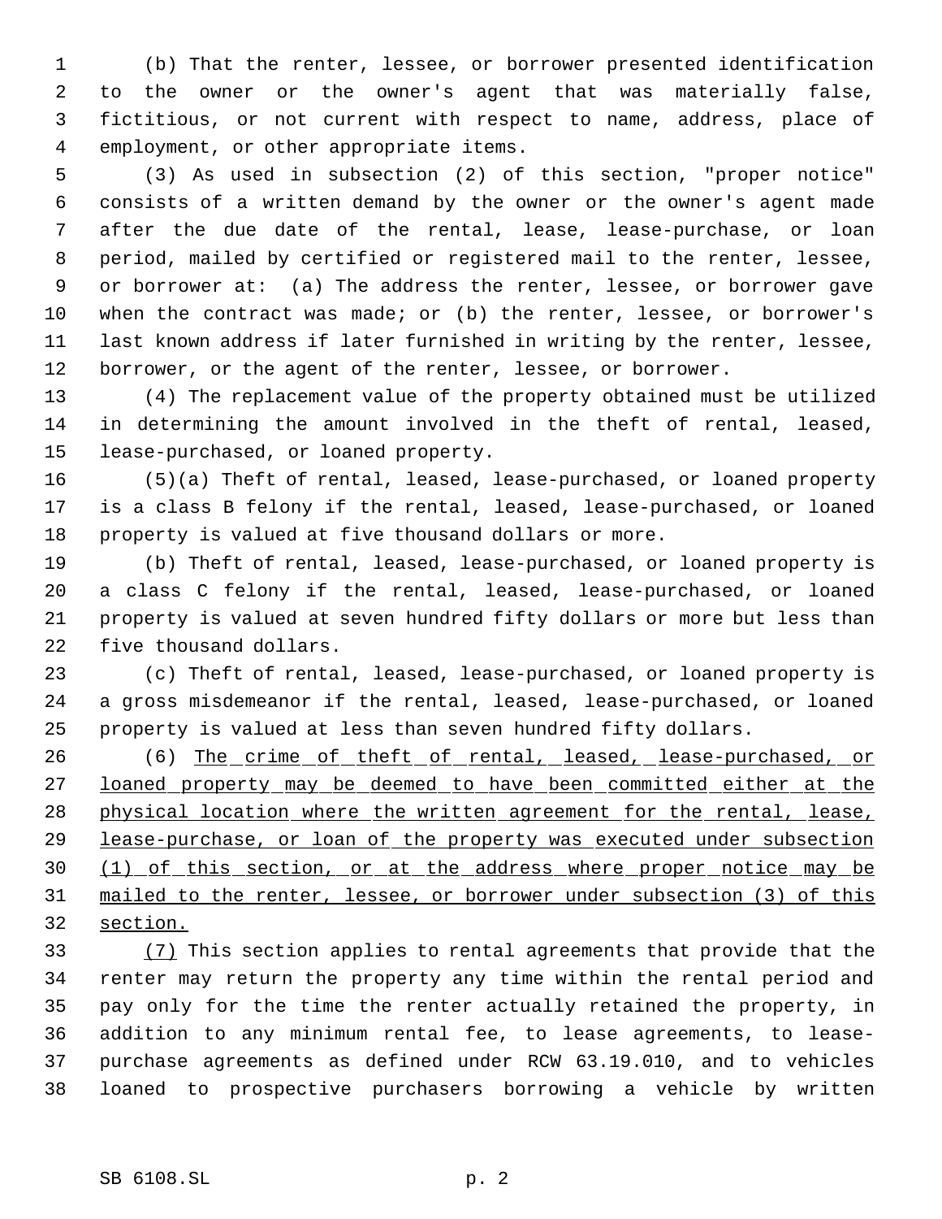(b) That the renter, lessee, or borrower presented identification to the owner or the owner's agent that was materially false, fictitious, or not current with respect to name, address, place of employment, or other appropriate items.

(3) As used in subsection (2) of this section, "proper notice" consists of a written demand by the owner or the owner's agent made after the due date of the rental, lease, lease-purchase, or loan period, mailed by certified or registered mail to the renter, lessee, or borrower at: (a) The address the renter, lessee, or borrower gave when the contract was made; or (b) the renter, lessee, or borrower's last known address if later furnished in writing by the renter, lessee, borrower, or the agent of the renter, lessee, or borrower.

(4) The replacement value of the property obtained must be utilized in determining the amount involved in the theft of rental, leased, lease-purchased, or loaned property.

(5)(a) Theft of rental, leased, lease-purchased, or loaned property is a class B felony if the rental, leased, lease-purchased, or loaned property is valued at five thousand dollars or more.

(b) Theft of rental, leased, lease-purchased, or loaned property is a class C felony if the rental, leased, lease-purchased, or loaned property is valued at seven hundred fifty dollars or more but less than five thousand dollars.

(c) Theft of rental, leased, lease-purchased, or loaned property is a gross misdemeanor if the rental, leased, lease-purchased, or loaned property is valued at less than seven hundred fifty dollars.

(6) <u>The crime of theft of rental, leased, lease-purchased, or loaned property may be deemed to have been committed either at the physical location where the written agreement for the rental, lease, lease-purchase, or loan of the property was executed under subsection (1) of this section, or at the address where proper notice may be mailed to the renter, lessee, or borrower under subsection (3) of this section.</u>

<u>(7)</u> This section applies to rental agreements that provide that the renter may return the property any time within the rental period and pay only for the time the renter actually retained the property, in addition to any minimum rental fee, to lease agreements, to lease-purchase agreements as defined under RCW 63.19.010, and to vehicles loaned to prospective purchasers borrowing a vehicle by written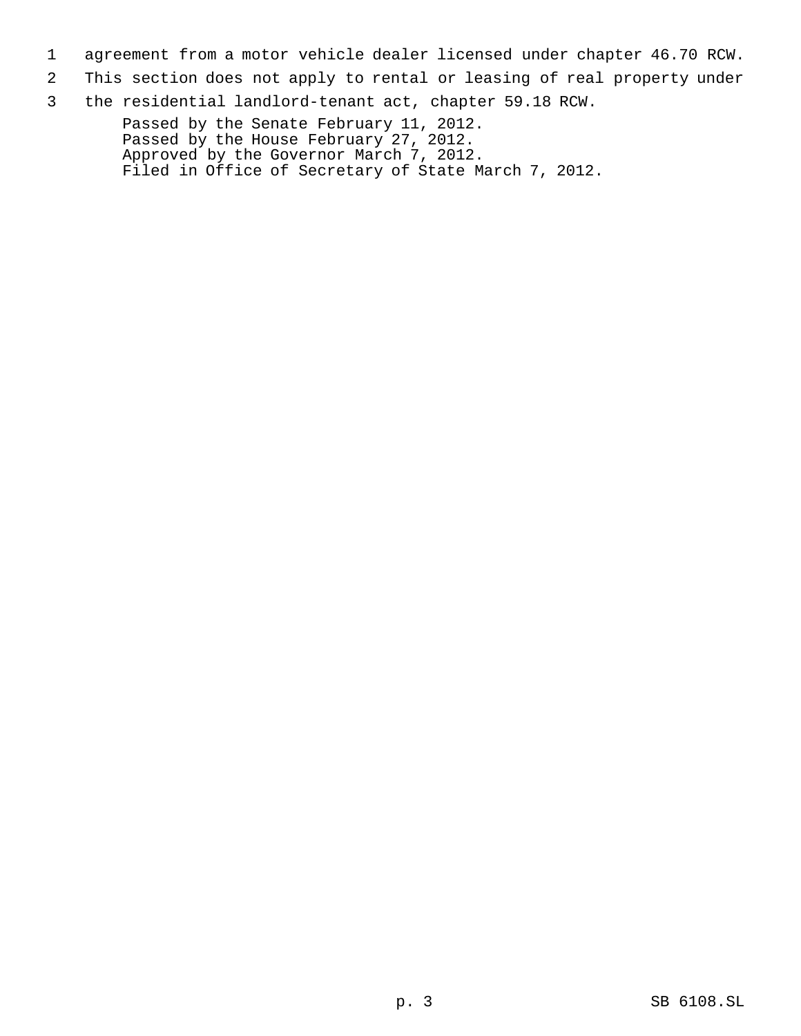agreement from a motor vehicle dealer licensed under chapter 46.70 RCW. This section does not apply to rental or leasing of real property under the residential landlord-tenant act, chapter 59.18 RCW.

Passed by the Senate February 11, 2012.
Passed by the House February 27, 2012.
Approved by the Governor March 7, 2012.
Filed in Office of Secretary of State March 7, 2012.